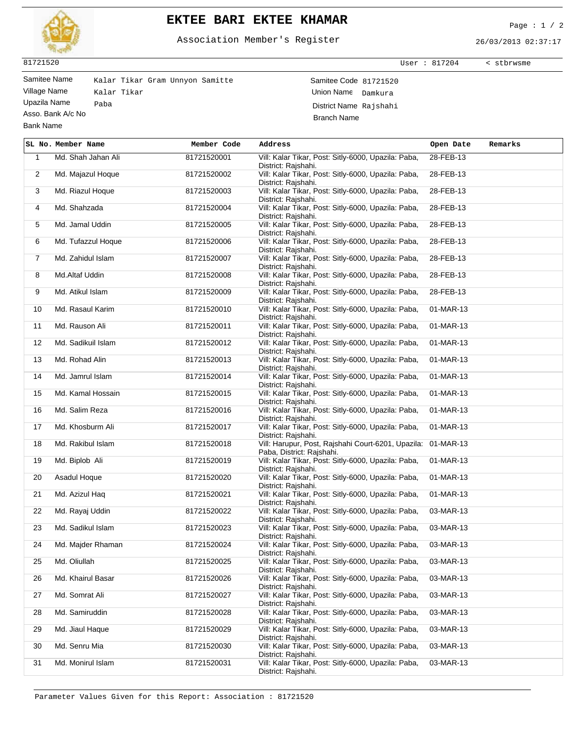# EKTEE BARI EKTEE KHAMAR

Association Member's Register

26/03/2013 02:37:17

81721520 User : 817204 < stbrwsme

| | | | |
|---|---|---|---|
| Samitee Name | Kalar Tikar Gram Unnyon Samitte | Samitee Code | 81721520 |
| Village Name | Kalar Tikar | Union Name | Damkura |
| Upazila Name | Paba | District Name | Rajshahi |
| Asso. Bank A/c No | | Branch Name | |
| Bank Name | | | |

| SL No. | Member Name | Member Code | Address | Open Date | Remarks |
|---|---|---|---|---|---|
| 1 | Md. Shah Jahan Ali | 81721520001 | Vill: Kalar Tikar, Post: Sitly-6000, Upazila: Paba, District: Rajshahi. | 28-FEB-13 | |
| 2 | Md. Majazul Hoque | 81721520002 | Vill: Kalar Tikar, Post: Sitly-6000, Upazila: Paba, District: Rajshahi. | 28-FEB-13 | |
| 3 | Md. Riazul Hoque | 81721520003 | Vill: Kalar Tikar, Post: Sitly-6000, Upazila: Paba, District: Rajshahi. | 28-FEB-13 | |
| 4 | Md. Shahzada | 81721520004 | Vill: Kalar Tikar, Post: Sitly-6000, Upazila: Paba, District: Rajshahi. | 28-FEB-13 | |
| 5 | Md. Jamal Uddin | 81721520005 | Vill: Kalar Tikar, Post: Sitly-6000, Upazila: Paba, District: Rajshahi. | 28-FEB-13 | |
| 6 | Md. Tufazzul Hoque | 81721520006 | Vill: Kalar Tikar, Post: Sitly-6000, Upazila: Paba, District: Rajshahi. | 28-FEB-13 | |
| 7 | Md. Zahidul Islam | 81721520007 | Vill: Kalar Tikar, Post: Sitly-6000, Upazila: Paba, District: Rajshahi. | 28-FEB-13 | |
| 8 | Md.Altaf Uddin | 81721520008 | Vill: Kalar Tikar, Post: Sitly-6000, Upazila: Paba, District: Rajshahi. | 28-FEB-13 | |
| 9 | Md. Atikul Islam | 81721520009 | Vill: Kalar Tikar, Post: Sitly-6000, Upazila: Paba, District: Rajshahi. | 28-FEB-13 | |
| 10 | Md. Rasaul Karim | 81721520010 | Vill: Kalar Tikar, Post: Sitly-6000, Upazila: Paba, District: Rajshahi. | 01-MAR-13 | |
| 11 | Md. Rauson Ali | 81721520011 | Vill: Kalar Tikar, Post: Sitly-6000, Upazila: Paba, District: Rajshahi. | 01-MAR-13 | |
| 12 | Md. Sadikuil Islam | 81721520012 | Vill: Kalar Tikar, Post: Sitly-6000, Upazila: Paba, District: Rajshahi. | 01-MAR-13 | |
| 13 | Md. Rohad Alin | 81721520013 | Vill: Kalar Tikar, Post: Sitly-6000, Upazila: Paba, District: Rajshahi. | 01-MAR-13 | |
| 14 | Md. Jamrul Islam | 81721520014 | Vill: Kalar Tikar, Post: Sitly-6000, Upazila: Paba, District: Rajshahi. | 01-MAR-13 | |
| 15 | Md. Kamal Hossain | 81721520015 | Vill: Kalar Tikar, Post: Sitly-6000, Upazila: Paba, District: Rajshahi. | 01-MAR-13 | |
| 16 | Md. Salim Reza | 81721520016 | Vill: Kalar Tikar, Post: Sitly-6000, Upazila: Paba, District: Rajshahi. | 01-MAR-13 | |
| 17 | Md. Khosburm Ali | 81721520017 | Vill: Kalar Tikar, Post: Sitly-6000, Upazila: Paba, District: Rajshahi. | 01-MAR-13 | |
| 18 | Md. Rakibul Islam | 81721520018 | Vill: Harupur, Post, Rajshahi Court-6201, Upazila: Paba, District: Rajshahi. | 01-MAR-13 | |
| 19 | Md. Biplob Ali | 81721520019 | Vill: Kalar Tikar, Post: Sitly-6000, Upazila: Paba, District: Rajshahi. | 01-MAR-13 | |
| 20 | Asadul Hoque | 81721520020 | Vill: Kalar Tikar, Post: Sitly-6000, Upazila: Paba, District: Rajshahi. | 01-MAR-13 | |
| 21 | Md. Azizul Haq | 81721520021 | Vill: Kalar Tikar, Post: Sitly-6000, Upazila: Paba, District: Rajshahi. | 01-MAR-13 | |
| 22 | Md. Rayaj Uddin | 81721520022 | Vill: Kalar Tikar, Post: Sitly-6000, Upazila: Paba, District: Rajshahi. | 03-MAR-13 | |
| 23 | Md. Sadikul Islam | 81721520023 | Vill: Kalar Tikar, Post: Sitly-6000, Upazila: Paba, District: Rajshahi. | 03-MAR-13 | |
| 24 | Md. Majder Rhaman | 81721520024 | Vill: Kalar Tikar, Post: Sitly-6000, Upazila: Paba, District: Rajshahi. | 03-MAR-13 | |
| 25 | Md. Oliullah | 81721520025 | Vill: Kalar Tikar, Post: Sitly-6000, Upazila: Paba, District: Rajshahi. | 03-MAR-13 | |
| 26 | Md. Khairul Basar | 81721520026 | Vill: Kalar Tikar, Post: Sitly-6000, Upazila: Paba, District: Rajshahi. | 03-MAR-13 | |
| 27 | Md. Somrat Ali | 81721520027 | Vill: Kalar Tikar, Post: Sitly-6000, Upazila: Paba, District: Rajshahi. | 03-MAR-13 | |
| 28 | Md. Samiruddin | 81721520028 | Vill: Kalar Tikar, Post: Sitly-6000, Upazila: Paba, District: Rajshahi. | 03-MAR-13 | |
| 29 | Md. Jiaul Haque | 81721520029 | Vill: Kalar Tikar, Post: Sitly-6000, Upazila: Paba, District: Rajshahi. | 03-MAR-13 | |
| 30 | Md. Senru Mia | 81721520030 | Vill: Kalar Tikar, Post: Sitly-6000, Upazila: Paba, District: Rajshahi. | 03-MAR-13 | |
| 31 | Md. Monirul Islam | 81721520031 | Vill: Kalar Tikar, Post: Sitly-6000, Upazila: Paba, District: Rajshahi. | 03-MAR-13 | |

Parameter Values Given for this Report: Association : 81721520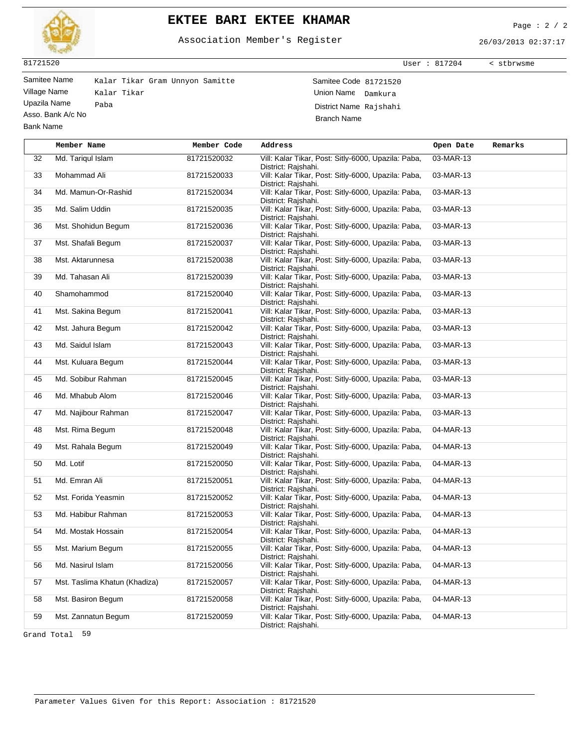# EKTEE BARI EKTEE KHAMAR

Association Member's Register

26/03/2013 02:37:17

81721520 User : 817204 < stbrwsme

| | | | |
|---|---|---|---|
| Samitee Name | Kalar Tikar Gram Unnyon Samitte | Samitee Code | 81721520 |
| Village Name | Kalar Tikar | Union Name | Damkura |
| Upazila Name | Paba | District Name | Rajshahi |
| Asso. Bank A/c No | | Branch Name | |
| Bank Name | | | |

| | Member Name | Member Code | Address | Open Date | Remarks |
|---|---|---|---|---|---|
| 32 | Md. Tariqul Islam | 81721520032 | Vill: Kalar Tikar, Post: Sitly-6000, Upazila: Paba, District: Rajshahi. | 03-MAR-13 | |
| 33 | Mohammad Ali | 81721520033 | Vill: Kalar Tikar, Post: Sitly-6000, Upazila: Paba, District: Rajshahi. | 03-MAR-13 | |
| 34 | Md. Mamun-Or-Rashid | 81721520034 | Vill: Kalar Tikar, Post: Sitly-6000, Upazila: Paba, District: Rajshahi. | 03-MAR-13 | |
| 35 | Md. Salim Uddin | 81721520035 | Vill: Kalar Tikar, Post: Sitly-6000, Upazila: Paba, District: Rajshahi. | 03-MAR-13 | |
| 36 | Mst. Shohidun Begum | 81721520036 | Vill: Kalar Tikar, Post: Sitly-6000, Upazila: Paba, District: Rajshahi. | 03-MAR-13 | |
| 37 | Mst. Shafali Begum | 81721520037 | Vill: Kalar Tikar, Post: Sitly-6000, Upazila: Paba, District: Rajshahi. | 03-MAR-13 | |
| 38 | Mst. Aktarunnesa | 81721520038 | Vill: Kalar Tikar, Post: Sitly-6000, Upazila: Paba, District: Rajshahi. | 03-MAR-13 | |
| 39 | Md. Tahasan Ali | 81721520039 | Vill: Kalar Tikar, Post: Sitly-6000, Upazila: Paba, District: Rajshahi. | 03-MAR-13 | |
| 40 | Shamohammod | 81721520040 | Vill: Kalar Tikar, Post: Sitly-6000, Upazila: Paba, District: Rajshahi. | 03-MAR-13 | |
| 41 | Mst. Sakina Begum | 81721520041 | Vill: Kalar Tikar, Post: Sitly-6000, Upazila: Paba, District: Rajshahi. | 03-MAR-13 | |
| 42 | Mst. Jahura Begum | 81721520042 | Vill: Kalar Tikar, Post: Sitly-6000, Upazila: Paba, District: Rajshahi. | 03-MAR-13 | |
| 43 | Md. Saidul Islam | 81721520043 | Vill: Kalar Tikar, Post: Sitly-6000, Upazila: Paba, District: Rajshahi. | 03-MAR-13 | |
| 44 | Mst. Kuluara Begum | 81721520044 | Vill: Kalar Tikar, Post: Sitly-6000, Upazila: Paba, District: Rajshahi. | 03-MAR-13 | |
| 45 | Md. Sobibur Rahman | 81721520045 | Vill: Kalar Tikar, Post: Sitly-6000, Upazila: Paba, District: Rajshahi. | 03-MAR-13 | |
| 46 | Md. Mhabub Alom | 81721520046 | Vill: Kalar Tikar, Post: Sitly-6000, Upazila: Paba, District: Rajshahi. | 03-MAR-13 | |
| 47 | Md. Najibour Rahman | 81721520047 | Vill: Kalar Tikar, Post: Sitly-6000, Upazila: Paba, District: Rajshahi. | 03-MAR-13 | |
| 48 | Mst. Rima Begum | 81721520048 | Vill: Kalar Tikar, Post: Sitly-6000, Upazila: Paba, District: Rajshahi. | 04-MAR-13 | |
| 49 | Mst. Rahala Begum | 81721520049 | Vill: Kalar Tikar, Post: Sitly-6000, Upazila: Paba, District: Rajshahi. | 04-MAR-13 | |
| 50 | Md. Lotif | 81721520050 | Vill: Kalar Tikar, Post: Sitly-6000, Upazila: Paba, District: Rajshahi. | 04-MAR-13 | |
| 51 | Md. Emran Ali | 81721520051 | Vill: Kalar Tikar, Post: Sitly-6000, Upazila: Paba, District: Rajshahi. | 04-MAR-13 | |
| 52 | Mst. Forida Yeasmin | 81721520052 | Vill: Kalar Tikar, Post: Sitly-6000, Upazila: Paba, District: Rajshahi. | 04-MAR-13 | |
| 53 | Md. Habibur Rahman | 81721520053 | Vill: Kalar Tikar, Post: Sitly-6000, Upazila: Paba, District: Rajshahi. | 04-MAR-13 | |
| 54 | Md. Mostak Hossain | 81721520054 | Vill: Kalar Tikar, Post: Sitly-6000, Upazila: Paba, District: Rajshahi. | 04-MAR-13 | |
| 55 | Mst. Marium Begum | 81721520055 | Vill: Kalar Tikar, Post: Sitly-6000, Upazila: Paba, District: Rajshahi. | 04-MAR-13 | |
| 56 | Md. Nasirul Islam | 81721520056 | Vill: Kalar Tikar, Post: Sitly-6000, Upazila: Paba, District: Rajshahi. | 04-MAR-13 | |
| 57 | Mst. Taslima Khatun (Khadiza) | 81721520057 | Vill: Kalar Tikar, Post: Sitly-6000, Upazila: Paba, District: Rajshahi. | 04-MAR-13 | |
| 58 | Mst. Basiron Begum | 81721520058 | Vill: Kalar Tikar, Post: Sitly-6000, Upazila: Paba, District: Rajshahi. | 04-MAR-13 | |
| 59 | Mst. Zannatun Begum | 81721520059 | Vill: Kalar Tikar, Post: Sitly-6000, Upazila: Paba, District: Rajshahi. | 04-MAR-13 | |

Grand Total 59

Parameter Values Given for this Report: Association : 81721520